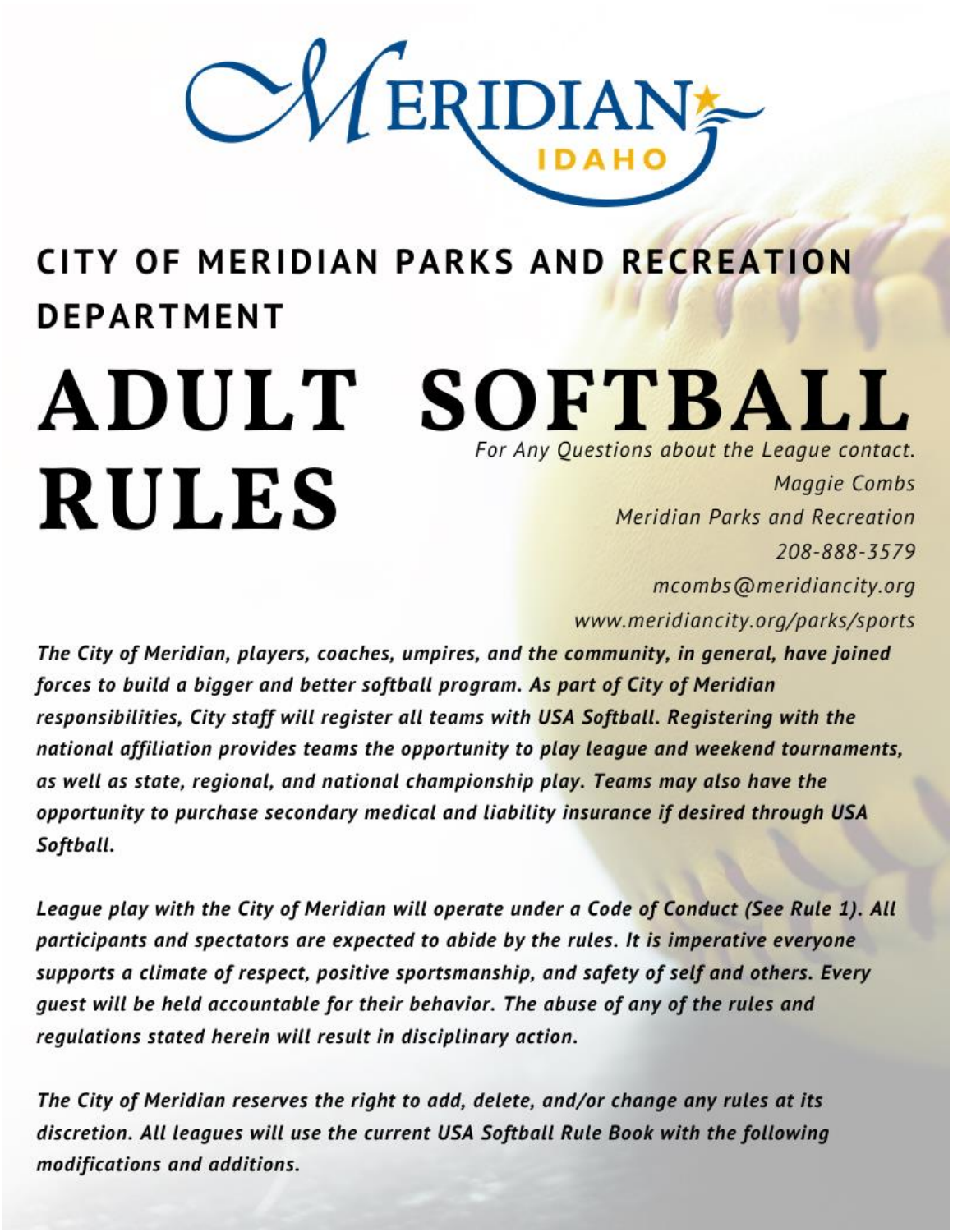# CITY OF MERIDIAN PARKS AND RECREATION DEPARTMENT

# ADULT SOFTBALL RULES

*For Any Questions about the League contact.*
*Maggie Combs*
*Meridian Parks and Recreation*
*208-888-3579*
*mcombs@meridiancity.org*
*www.meridiancity.org/parks/sports*

***The City of Meridian, players, coaches, umpires, and the community, in general, have joined forces to build a bigger and better softball program. As part of City of Meridian responsibilities, City staff will register all teams with USA Softball. Registering with the national affiliation provides teams the opportunity to play league and weekend tournaments, as well as state, regional, and national championship play. Teams may also have the opportunity to purchase secondary medical and liability insurance if desired through USA Softball.***

***League play with the City of Meridian will operate under a Code of Conduct (See Rule 1). All participants and spectators are expected to abide by the rules. It is imperative everyone supports a climate of respect, positive sportsmanship, and safety of self and others. Every guest will be held accountable for their behavior. The abuse of any of the rules and regulations stated herein will result in disciplinary action.***

***The City of Meridian reserves the right to add, delete, and/or change any rules at its discretion. All leagues will use the current USA Softball Rule Book with the following modifications and additions.***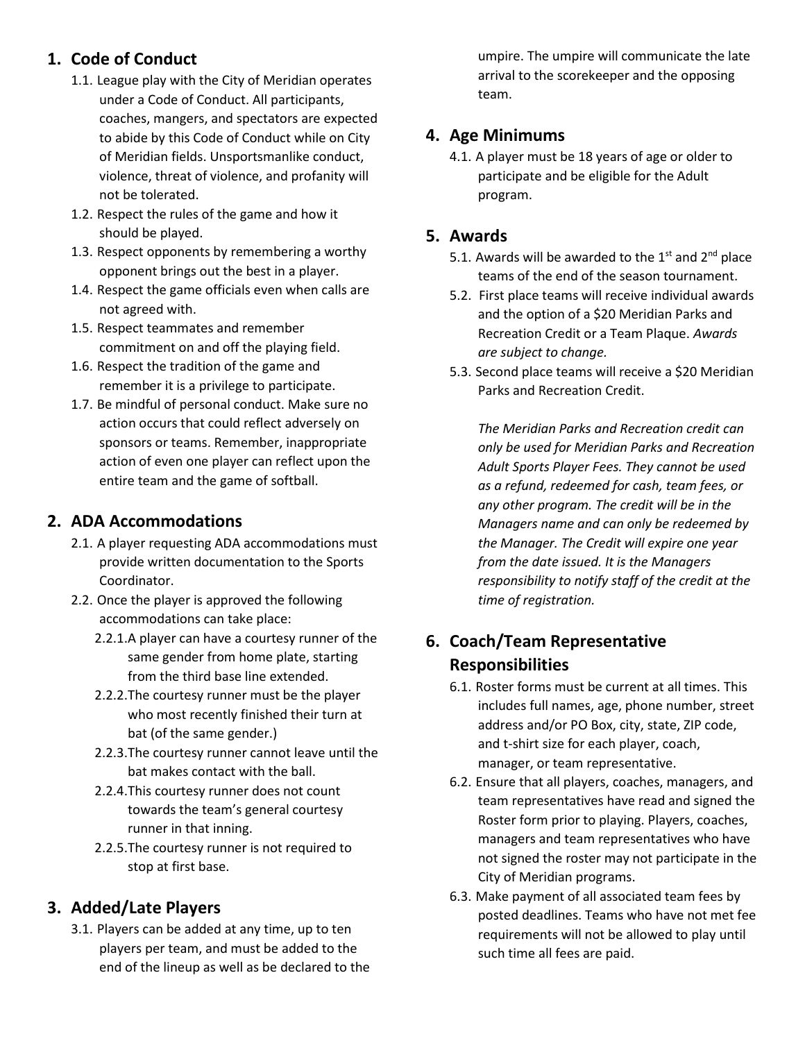## 1. Code of Conduct

1.1. League play with the City of Meridian operates under a Code of Conduct. All participants, coaches, mangers, and spectators are expected to abide by this Code of Conduct while on City of Meridian fields. Unsportsmanlike conduct, violence, threat of violence, and profanity will not be tolerated.

1.2. Respect the rules of the game and how it should be played.

1.3. Respect opponents by remembering a worthy opponent brings out the best in a player.

1.4. Respect the game officials even when calls are not agreed with.

1.5. Respect teammates and remember commitment on and off the playing field.

1.6. Respect the tradition of the game and remember it is a privilege to participate.

1.7. Be mindful of personal conduct. Make sure no action occurs that could reflect adversely on sponsors or teams. Remember, inappropriate action of even one player can reflect upon the entire team and the game of softball.

## 2. ADA Accommodations

2.1. A player requesting ADA accommodations must provide written documentation to the Sports Coordinator.

2.2. Once the player is approved the following accommodations can take place:

2.2.1. A player can have a courtesy runner of the same gender from home plate, starting from the third base line extended.

2.2.2. The courtesy runner must be the player who most recently finished their turn at bat (of the same gender.)

2.2.3. The courtesy runner cannot leave until the bat makes contact with the ball.

2.2.4. This courtesy runner does not count towards the team's general courtesy runner in that inning.

2.2.5. The courtesy runner is not required to stop at first base.

## 3. Added/Late Players

3.1. Players can be added at any time, up to ten players per team, and must be added to the end of the lineup as well as be declared to the umpire. The umpire will communicate the late arrival to the scorekeeper and the opposing team.

## 4. Age Minimums

4.1. A player must be 18 years of age or older to participate and be eligible for the Adult program.

## 5. Awards

5.1. Awards will be awarded to the 1st and 2nd place teams of the end of the season tournament.

5.2. First place teams will receive individual awards and the option of a $20 Meridian Parks and Recreation Credit or a Team Plaque. *Awards are subject to change.*

5.3. Second place teams will receive a $20 Meridian Parks and Recreation Credit.

*The Meridian Parks and Recreation credit can only be used for Meridian Parks and Recreation Adult Sports Player Fees. They cannot be used as a refund, redeemed for cash, team fees, or any other program. The credit will be in the Managers name and can only be redeemed by the Manager. The Credit will expire one year from the date issued. It is the Managers responsibility to notify staff of the credit at the time of registration.*

## 6. Coach/Team Representative Responsibilities

6.1. Roster forms must be current at all times. This includes full names, age, phone number, street address and/or PO Box, city, state, ZIP code, and t-shirt size for each player, coach, manager, or team representative.

6.2. Ensure that all players, coaches, managers, and team representatives have read and signed the Roster form prior to playing. Players, coaches, managers and team representatives who have not signed the roster may not participate in the City of Meridian programs.

6.3. Make payment of all associated team fees by posted deadlines. Teams who have not met fee requirements will not be allowed to play until such time all fees are paid.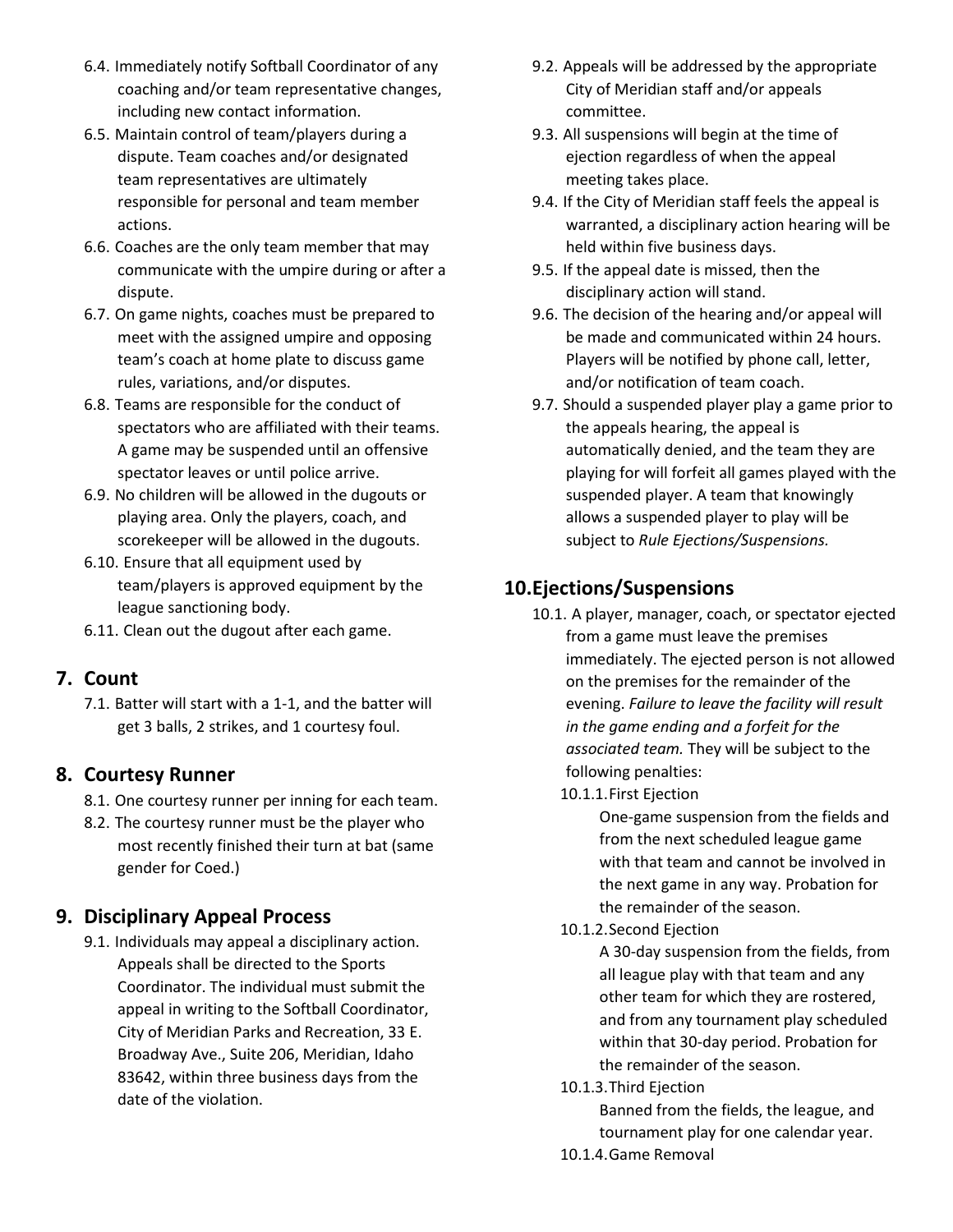6.4. Immediately notify Softball Coordinator of any coaching and/or team representative changes, including new contact information.

6.5. Maintain control of team/players during a dispute. Team coaches and/or designated team representatives are ultimately responsible for personal and team member actions.

6.6. Coaches are the only team member that may communicate with the umpire during or after a dispute.

6.7. On game nights, coaches must be prepared to meet with the assigned umpire and opposing team's coach at home plate to discuss game rules, variations, and/or disputes.

6.8. Teams are responsible for the conduct of spectators who are affiliated with their teams. A game may be suspended until an offensive spectator leaves or until police arrive.

6.9. No children will be allowed in the dugouts or playing area. Only the players, coach, and scorekeeper will be allowed in the dugouts.

6.10. Ensure that all equipment used by team/players is approved equipment by the league sanctioning body.

6.11. Clean out the dugout after each game.

## 7. Count

7.1. Batter will start with a 1-1, and the batter will get 3 balls, 2 strikes, and 1 courtesy foul.

## 8. Courtesy Runner

8.1. One courtesy runner per inning for each team.

8.2. The courtesy runner must be the player who most recently finished their turn at bat (same gender for Coed.)

## 9. Disciplinary Appeal Process

9.1. Individuals may appeal a disciplinary action. Appeals shall be directed to the Sports Coordinator. The individual must submit the appeal in writing to the Softball Coordinator, City of Meridian Parks and Recreation, 33 E. Broadway Ave., Suite 206, Meridian, Idaho 83642, within three business days from the date of the violation.

9.2. Appeals will be addressed by the appropriate City of Meridian staff and/or appeals committee.

9.3. All suspensions will begin at the time of ejection regardless of when the appeal meeting takes place.

9.4. If the City of Meridian staff feels the appeal is warranted, a disciplinary action hearing will be held within five business days.

9.5. If the appeal date is missed, then the disciplinary action will stand.

9.6. The decision of the hearing and/or appeal will be made and communicated within 24 hours. Players will be notified by phone call, letter, and/or notification of team coach.

9.7. Should a suspended player play a game prior to the appeals hearing, the appeal is automatically denied, and the team they are playing for will forfeit all games played with the suspended player. A team that knowingly allows a suspended player to play will be subject to *Rule Ejections/Suspensions.*

## 10. Ejections/Suspensions

10.1. A player, manager, coach, or spectator ejected from a game must leave the premises immediately. The ejected person is not allowed on the premises for the remainder of the evening. *Failure to leave the facility will result in the game ending and a forfeit for the associated team.* They will be subject to the following penalties:

10.1.1. First Ejection

One-game suspension from the fields and from the next scheduled league game with that team and cannot be involved in the next game in any way. Probation for the remainder of the season.

10.1.2. Second Ejection

A 30-day suspension from the fields, from all league play with that team and any other team for which they are rostered, and from any tournament play scheduled within that 30-day period. Probation for the remainder of the season.

10.1.3. Third Ejection

Banned from the fields, the league, and tournament play for one calendar year.

10.1.4. Game Removal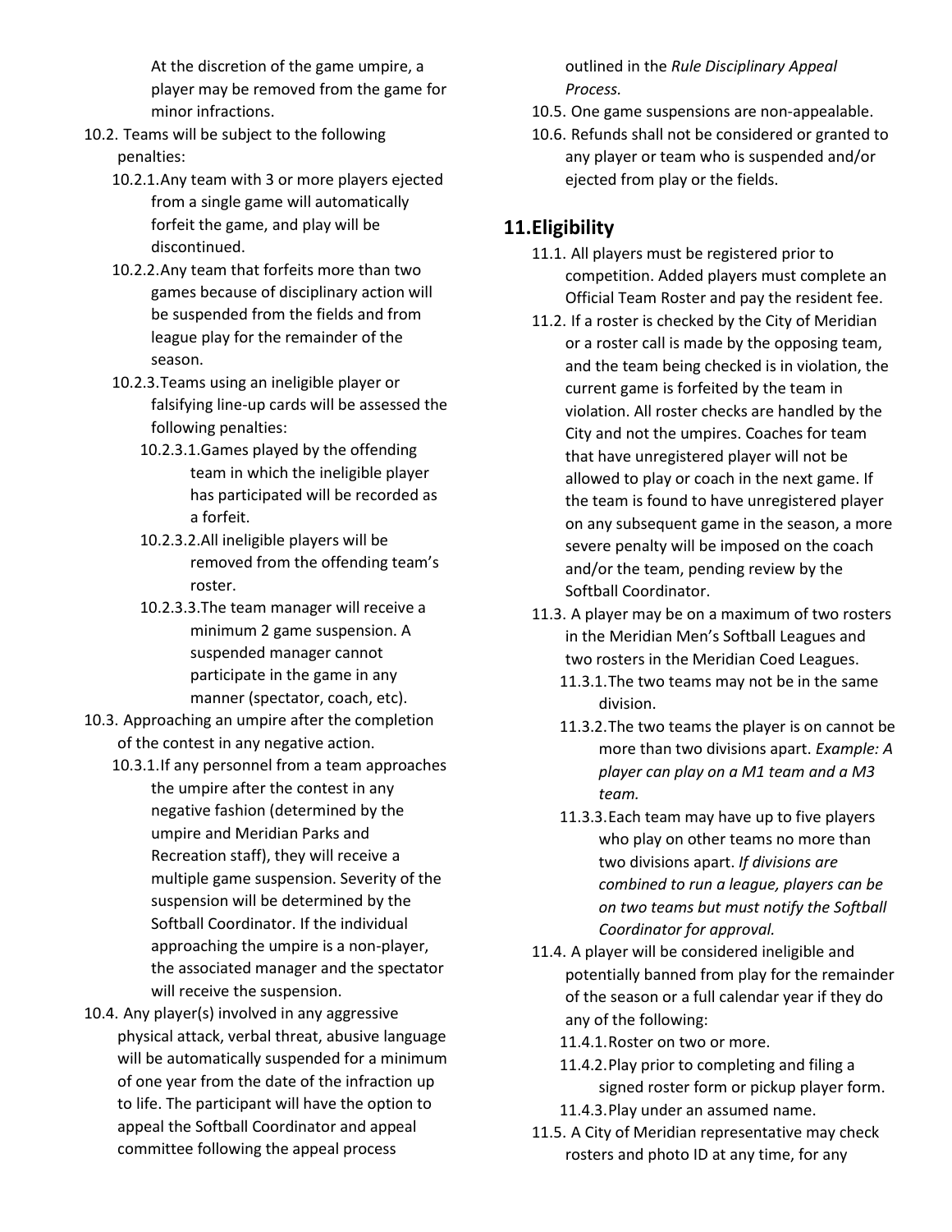At the discretion of the game umpire, a player may be removed from the game for minor infractions.

- 10.2. Teams will be subject to the following penalties:
  - 10.2.1. Any team with 3 or more players ejected from a single game will automatically forfeit the game, and play will be discontinued.
  - 10.2.2. Any team that forfeits more than two games because of disciplinary action will be suspended from the fields and from league play for the remainder of the season.
  - 10.2.3. Teams using an ineligible player or falsifying line-up cards will be assessed the following penalties:
    - 10.2.3.1. Games played by the offending team in which the ineligible player has participated will be recorded as a forfeit.
    - 10.2.3.2. All ineligible players will be removed from the offending team's roster.
    - 10.2.3.3. The team manager will receive a minimum 2 game suspension. A suspended manager cannot participate in the game in any manner (spectator, coach, etc).
- 10.3. Approaching an umpire after the completion of the contest in any negative action.
  - 10.3.1. If any personnel from a team approaches the umpire after the contest in any negative fashion (determined by the umpire and Meridian Parks and Recreation staff), they will receive a multiple game suspension. Severity of the suspension will be determined by the Softball Coordinator. If the individual approaching the umpire is a non-player, the associated manager and the spectator will receive the suspension.
- 10.4. Any player(s) involved in any aggressive physical attack, verbal threat, abusive language will be automatically suspended for a minimum of one year from the date of the infraction up to life. The participant will have the option to appeal the Softball Coordinator and appeal committee following the appeal process outlined in the *Rule Disciplinary Appeal Process.*
- 10.5. One game suspensions are non-appealable.
- 10.6. Refunds shall not be considered or granted to any player or team who is suspended and/or ejected from play or the fields.

## 11. Eligibility

- 11.1. All players must be registered prior to competition. Added players must complete an Official Team Roster and pay the resident fee.
- 11.2. If a roster is checked by the City of Meridian or a roster call is made by the opposing team, and the team being checked is in violation, the current game is forfeited by the team in violation. All roster checks are handled by the City and not the umpires. Coaches for team that have unregistered player will not be allowed to play or coach in the next game. If the team is found to have unregistered player on any subsequent game in the season, a more severe penalty will be imposed on the coach and/or the team, pending review by the Softball Coordinator.
- 11.3. A player may be on a maximum of two rosters in the Meridian Men's Softball Leagues and two rosters in the Meridian Coed Leagues.
  - 11.3.1. The two teams may not be in the same division.
  - 11.3.2. The two teams the player is on cannot be more than two divisions apart. *Example: A player can play on a M1 team and a M3 team.*
  - 11.3.3. Each team may have up to five players who play on other teams no more than two divisions apart. *If divisions are combined to run a league, players can be on two teams but must notify the Softball Coordinator for approval.*
- 11.4. A player will be considered ineligible and potentially banned from play for the remainder of the season or a full calendar year if they do any of the following:
  - 11.4.1. Roster on two or more.
  - 11.4.2. Play prior to completing and filing a signed roster form or pickup player form.
  - 11.4.3. Play under an assumed name.
- 11.5. A City of Meridian representative may check rosters and photo ID at any time, for any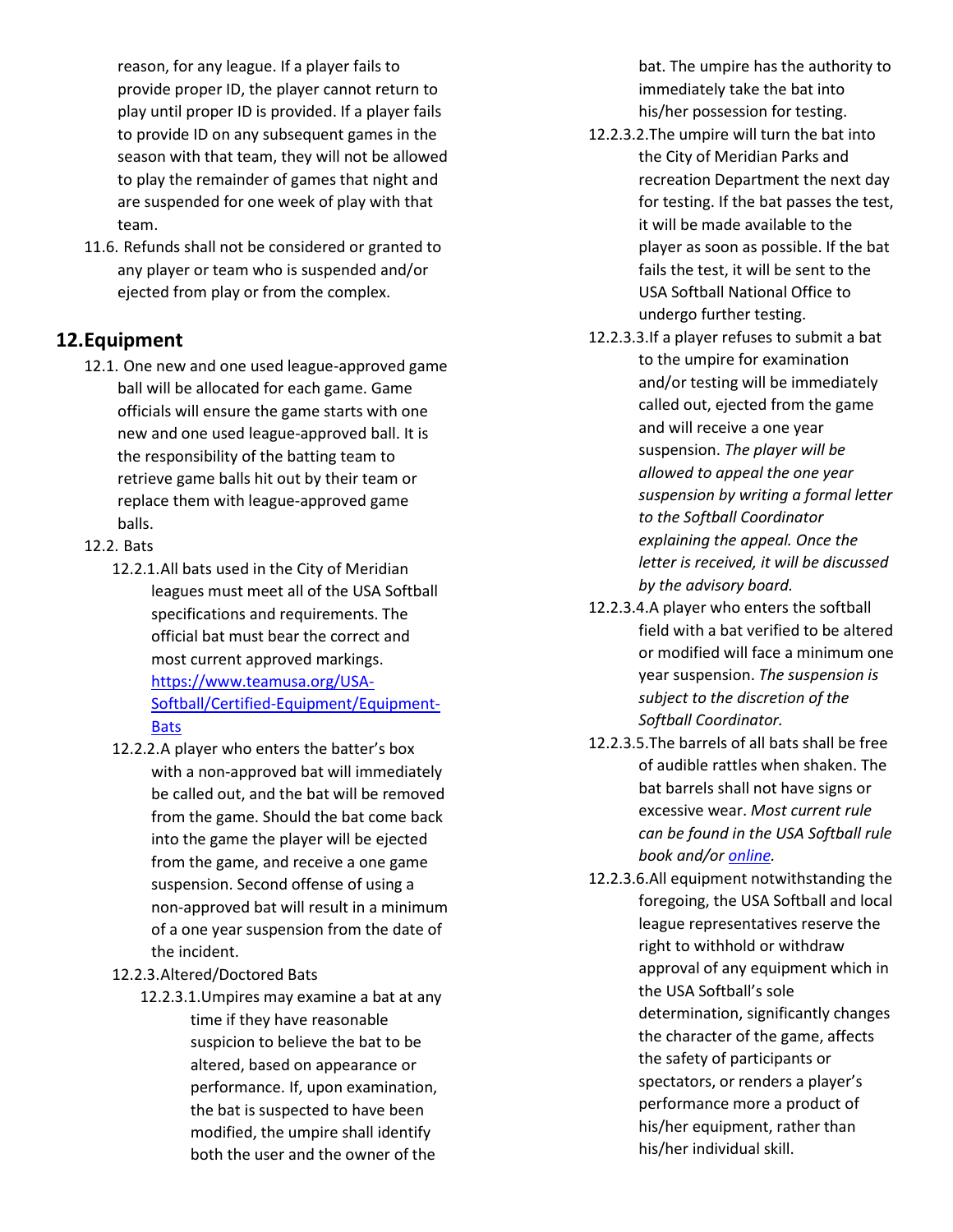reason, for any league. If a player fails to provide proper ID, the player cannot return to play until proper ID is provided. If a player fails to provide ID on any subsequent games in the season with that team, they will not be allowed to play the remainder of games that night and are suspended for one week of play with that team.

11.6. Refunds shall not be considered or granted to any player or team who is suspended and/or ejected from play or from the complex.

## 12. Equipment

12.1. One new and one used league-approved game ball will be allocated for each game. Game officials will ensure the game starts with one new and one used league-approved ball. It is the responsibility of the batting team to retrieve game balls hit out by their team or replace them with league-approved game balls.

12.2. Bats

12.2.1. All bats used in the City of Meridian leagues must meet all of the USA Softball specifications and requirements. The official bat must bear the correct and most current approved markings. [https://www.teamusa.org/USA-Softball/Certified-Equipment/Equipment-Bats](https://www.teamusa.org/USA-Softball/Certified-Equipment/Equipment-Bats)

12.2.2. A player who enters the batter's box with a non-approved bat will immediately be called out, and the bat will be removed from the game. Should the bat come back into the game the player will be ejected from the game, and receive a one game suspension. Second offense of using a non-approved bat will result in a minimum of a one year suspension from the date of the incident.

12.2.3. Altered/Doctored Bats

12.2.3.1. Umpires may examine a bat at any time if they have reasonable suspicion to believe the bat to be altered, based on appearance or performance. If, upon examination, the bat is suspected to have been modified, the umpire shall identify both the user and the owner of the bat. The umpire has the authority to immediately take the bat into his/her possession for testing.

12.2.3.2. The umpire will turn the bat into the City of Meridian Parks and recreation Department the next day for testing. If the bat passes the test, it will be made available to the player as soon as possible. If the bat fails the test, it will be sent to the USA Softball National Office to undergo further testing.

12.2.3.3. If a player refuses to submit a bat to the umpire for examination and/or testing will be immediately called out, ejected from the game and will receive a one year suspension. *The player will be allowed to appeal the one year suspension by writing a formal letter to the Softball Coordinator explaining the appeal. Once the letter is received, it will be discussed by the advisory board.*

12.2.3.4. A player who enters the softball field with a bat verified to be altered or modified will face a minimum one year suspension. *The suspension is subject to the discretion of the Softball Coordinator.*

12.2.3.5. The barrels of all bats shall be free of audible rattles when shaken. The bat barrels shall not have signs or excessive wear. *Most current rule can be found in the USA Softball rule book and/or online.*

12.2.3.6. All equipment notwithstanding the foregoing, the USA Softball and local league representatives reserve the right to withhold or withdraw approval of any equipment which in the USA Softball's sole determination, significantly changes the character of the game, affects the safety of participants or spectators, or renders a player's performance more a product of his/her equipment, rather than his/her individual skill.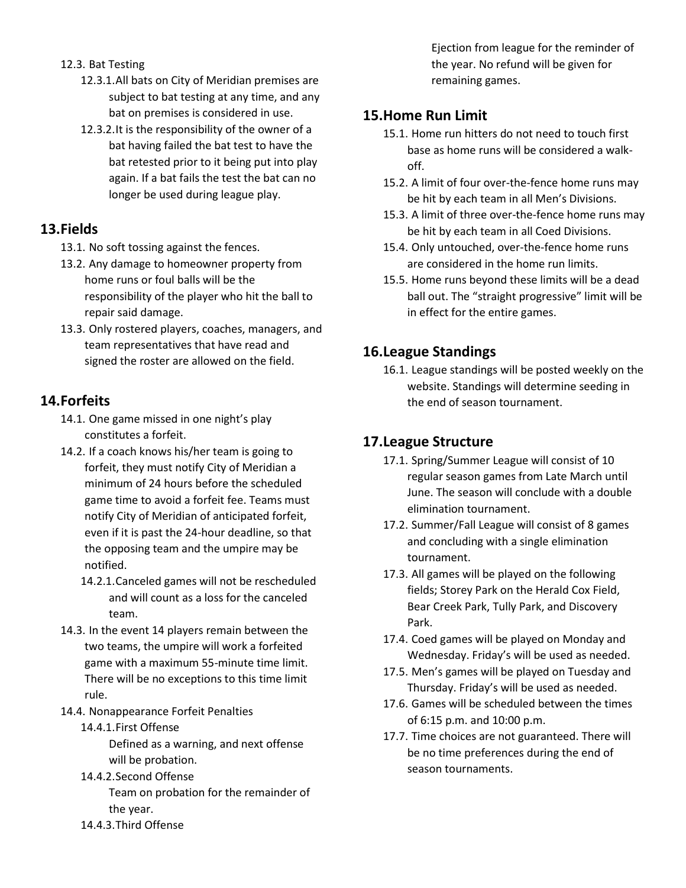12.3. Bat Testing

12.3.1. All bats on City of Meridian premises are subject to bat testing at any time, and any bat on premises is considered in use.

12.3.2. It is the responsibility of the owner of a bat having failed the bat test to have the bat retested prior to it being put into play again. If a bat fails the test the bat can no longer be used during league play.

## 13. Fields

13.1. No soft tossing against the fences.

13.2. Any damage to homeowner property from home runs or foul balls will be the responsibility of the player who hit the ball to repair said damage.

13.3. Only rostered players, coaches, managers, and team representatives that have read and signed the roster are allowed on the field.

## 14. Forfeits

14.1. One game missed in one night's play constitutes a forfeit.

14.2. If a coach knows his/her team is going to forfeit, they must notify City of Meridian a minimum of 24 hours before the scheduled game time to avoid a forfeit fee. Teams must notify City of Meridian of anticipated forfeit, even if it is past the 24-hour deadline, so that the opposing team and the umpire may be notified.

14.2.1. Canceled games will not be rescheduled and will count as a loss for the canceled team.

14.3. In the event 14 players remain between the two teams, the umpire will work a forfeited game with a maximum 55-minute time limit. There will be no exceptions to this time limit rule.

14.4. Nonappearance Forfeit Penalties

14.4.1. First Offense

Defined as a warning, and next offense will be probation.

14.4.2. Second Offense

Team on probation for the remainder of the year.

14.4.3. Third Offense

Ejection from league for the reminder of the year. No refund will be given for remaining games.

## 15. Home Run Limit

15.1. Home run hitters do not need to touch first base as home runs will be considered a walk-off.

15.2. A limit of four over-the-fence home runs may be hit by each team in all Men's Divisions.

15.3. A limit of three over-the-fence home runs may be hit by each team in all Coed Divisions.

15.4. Only untouched, over-the-fence home runs are considered in the home run limits.

15.5. Home runs beyond these limits will be a dead ball out. The "straight progressive" limit will be in effect for the entire games.

## 16. League Standings

16.1. League standings will be posted weekly on the website. Standings will determine seeding in the end of season tournament.

## 17. League Structure

17.1. Spring/Summer League will consist of 10 regular season games from Late March until June. The season will conclude with a double elimination tournament.

17.2. Summer/Fall League will consist of 8 games and concluding with a single elimination tournament.

17.3. All games will be played on the following fields; Storey Park on the Herald Cox Field, Bear Creek Park, Tully Park, and Discovery Park.

17.4. Coed games will be played on Monday and Wednesday. Friday's will be used as needed.

17.5. Men's games will be played on Tuesday and Thursday. Friday's will be used as needed.

17.6. Games will be scheduled between the times of 6:15 p.m. and 10:00 p.m.

17.7. Time choices are not guaranteed. There will be no time preferences during the end of season tournaments.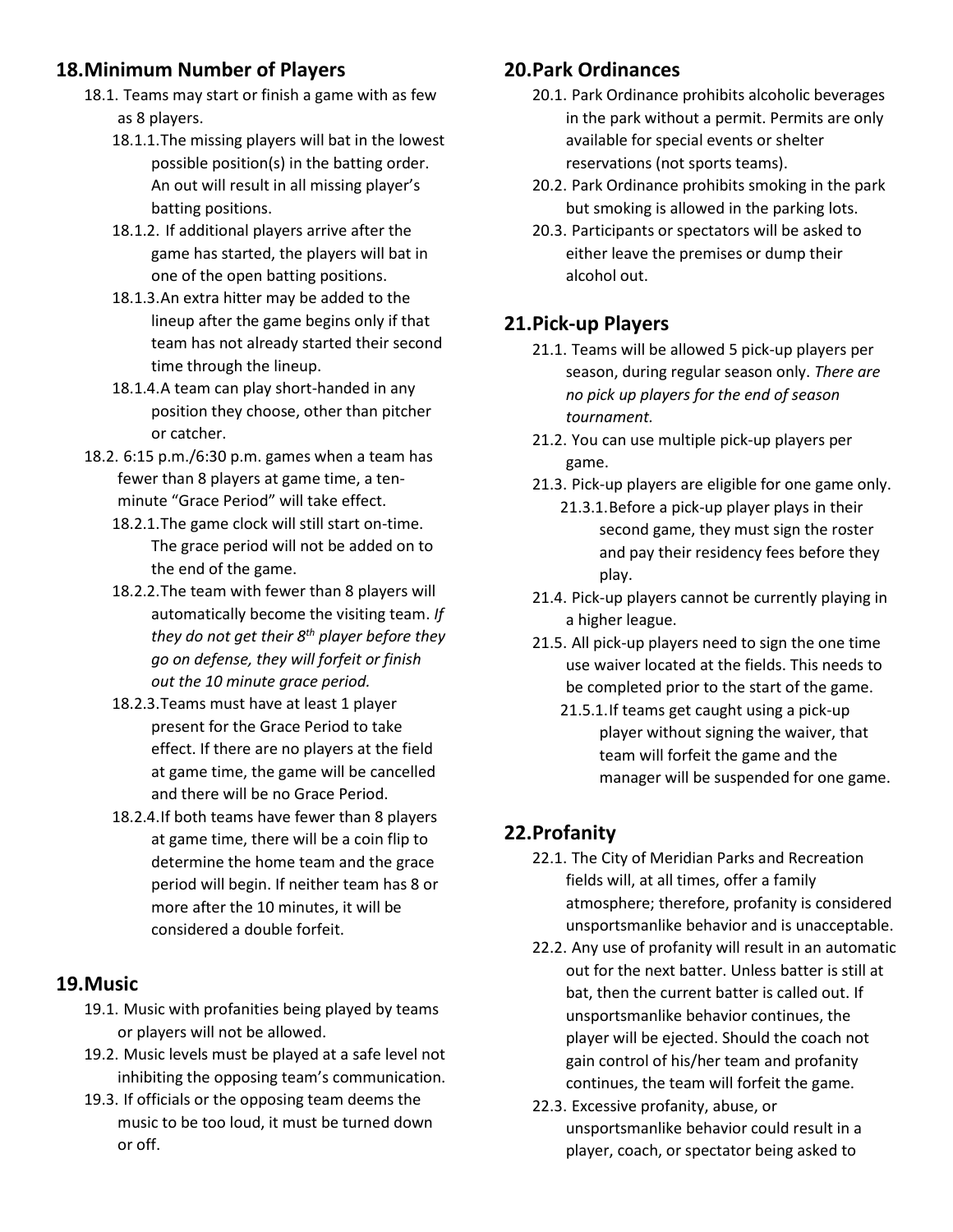## 18. Minimum Number of Players

- 18.1. Teams may start or finish a game with as few as 8 players.
  - 18.1.1. The missing players will bat in the lowest possible position(s) in the batting order. An out will result in all missing player's batting positions.
  - 18.1.2. If additional players arrive after the game has started, the players will bat in one of the open batting positions.
  - 18.1.3. An extra hitter may be added to the lineup after the game begins only if that team has not already started their second time through the lineup.
  - 18.1.4. A team can play short-handed in any position they choose, other than pitcher or catcher.
- 18.2. 6:15 p.m./6:30 p.m. games when a team has fewer than 8 players at game time, a ten-minute "Grace Period" will take effect.
  - 18.2.1. The game clock will still start on-time. The grace period will not be added on to the end of the game.
  - 18.2.2. The team with fewer than 8 players will automatically become the visiting team. *If they do not get their 8th player before they go on defense, they will forfeit or finish out the 10 minute grace period.*
  - 18.2.3. Teams must have at least 1 player present for the Grace Period to take effect. If there are no players at the field at game time, the game will be cancelled and there will be no Grace Period.
  - 18.2.4. If both teams have fewer than 8 players at game time, there will be a coin flip to determine the home team and the grace period will begin. If neither team has 8 or more after the 10 minutes, it will be considered a double forfeit.

## 19. Music

- 19.1. Music with profanities being played by teams or players will not be allowed.
- 19.2. Music levels must be played at a safe level not inhibiting the opposing team's communication.
- 19.3. If officials or the opposing team deems the music to be too loud, it must be turned down or off.

## 20. Park Ordinances

- 20.1. Park Ordinance prohibits alcoholic beverages in the park without a permit. Permits are only available for special events or shelter reservations (not sports teams).
- 20.2. Park Ordinance prohibits smoking in the park but smoking is allowed in the parking lots.
- 20.3. Participants or spectators will be asked to either leave the premises or dump their alcohol out.

## 21. Pick-up Players

- 21.1. Teams will be allowed 5 pick-up players per season, during regular season only. *There are no pick up players for the end of season tournament.*
- 21.2. You can use multiple pick-up players per game.
- 21.3. Pick-up players are eligible for one game only.
  - 21.3.1. Before a pick-up player plays in their second game, they must sign the roster and pay their residency fees before they play.
- 21.4. Pick-up players cannot be currently playing in a higher league.
- 21.5. All pick-up players need to sign the one time use waiver located at the fields. This needs to be completed prior to the start of the game.
  - 21.5.1. If teams get caught using a pick-up player without signing the waiver, that team will forfeit the game and the manager will be suspended for one game.

## 22. Profanity

- 22.1. The City of Meridian Parks and Recreation fields will, at all times, offer a family atmosphere; therefore, profanity is considered unsportsmanlike behavior and is unacceptable.
- 22.2. Any use of profanity will result in an automatic out for the next batter. Unless batter is still at bat, then the current batter is called out. If unsportsmanlike behavior continues, the player will be ejected. Should the coach not gain control of his/her team and profanity continues, the team will forfeit the game.
- 22.3. Excessive profanity, abuse, or unsportsmanlike behavior could result in a player, coach, or spectator being asked to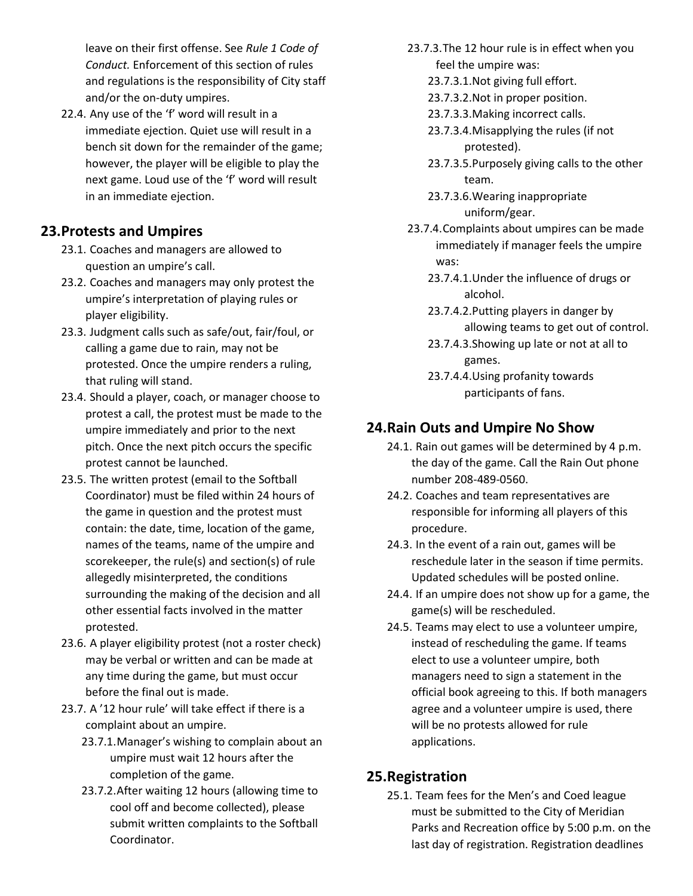leave on their first offense. See *Rule 1 Code of Conduct.* Enforcement of this section of rules and regulations is the responsibility of City staff and/or the on-duty umpires.

22.4. Any use of the 'f' word will result in a immediate ejection. Quiet use will result in a bench sit down for the remainder of the game; however, the player will be eligible to play the next game. Loud use of the 'f' word will result in an immediate ejection.

## 23.Protests and Umpires

23.1. Coaches and managers are allowed to question an umpire's call.

23.2. Coaches and managers may only protest the umpire's interpretation of playing rules or player eligibility.

23.3. Judgment calls such as safe/out, fair/foul, or calling a game due to rain, may not be protested. Once the umpire renders a ruling, that ruling will stand.

23.4. Should a player, coach, or manager choose to protest a call, the protest must be made to the umpire immediately and prior to the next pitch. Once the next pitch occurs the specific protest cannot be launched.

23.5. The written protest (email to the Softball Coordinator) must be filed within 24 hours of the game in question and the protest must contain: the date, time, location of the game, names of the teams, name of the umpire and scorekeeper, the rule(s) and section(s) of rule allegedly misinterpreted, the conditions surrounding the making of the decision and all other essential facts involved in the matter protested.

23.6. A player eligibility protest (not a roster check) may be verbal or written and can be made at any time during the game, but must occur before the final out is made.

23.7. A '12 hour rule' will take effect if there is a complaint about an umpire.

- 23.7.1.Manager's wishing to complain about an umpire must wait 12 hours after the completion of the game.
- 23.7.2.After waiting 12 hours (allowing time to cool off and become collected), please submit written complaints to the Softball Coordinator.
- 23.7.3.The 12 hour rule is in effect when you feel the umpire was:
  - 23.7.3.1.Not giving full effort.
  - 23.7.3.2.Not in proper position.
  - 23.7.3.3.Making incorrect calls.
  - 23.7.3.4.Misapplying the rules (if not protested).
  - 23.7.3.5.Purposely giving calls to the other team.
  - 23.7.3.6.Wearing inappropriate uniform/gear.
- 23.7.4.Complaints about umpires can be made immediately if manager feels the umpire was:
  - 23.7.4.1.Under the influence of drugs or alcohol.
  - 23.7.4.2.Putting players in danger by allowing teams to get out of control.
  - 23.7.4.3.Showing up late or not at all to games.
  - 23.7.4.4.Using profanity towards participants of fans.

## 24.Rain Outs and Umpire No Show

24.1. Rain out games will be determined by 4 p.m. the day of the game. Call the Rain Out phone number 208-489-0560.

24.2. Coaches and team representatives are responsible for informing all players of this procedure.

24.3. In the event of a rain out, games will be reschedule later in the season if time permits. Updated schedules will be posted online.

24.4. If an umpire does not show up for a game, the game(s) will be rescheduled.

24.5. Teams may elect to use a volunteer umpire, instead of rescheduling the game. If teams elect to use a volunteer umpire, both managers need to sign a statement in the official book agreeing to this. If both managers agree and a volunteer umpire is used, there will be no protests allowed for rule applications.

## 25.Registration

25.1. Team fees for the Men's and Coed league must be submitted to the City of Meridian Parks and Recreation office by 5:00 p.m. on the last day of registration. Registration deadlines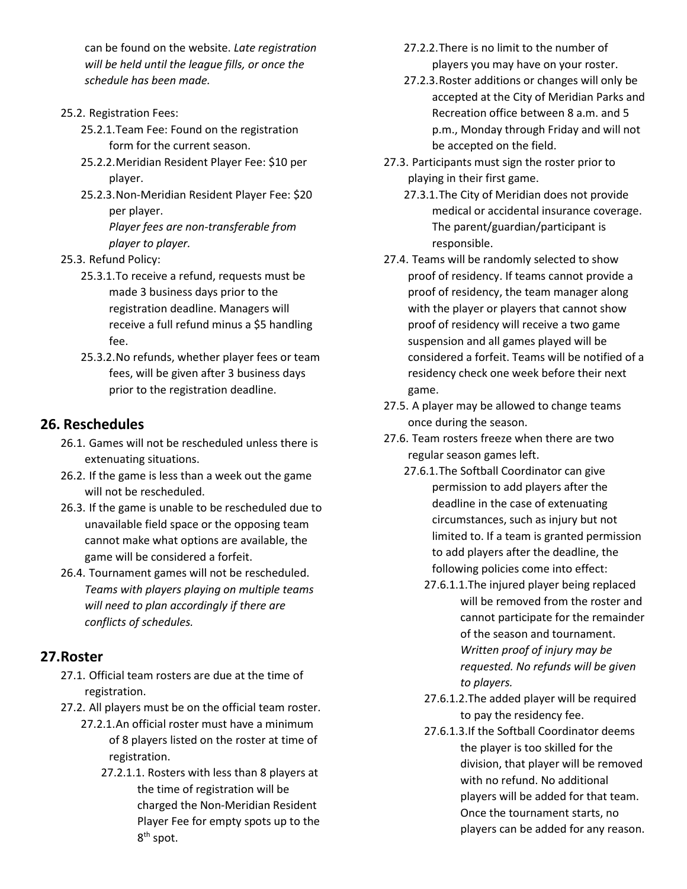can be found on the website. *Late registration will be held until the league fills, or once the schedule has been made.*

- 25.2. Registration Fees:
  - 25.2.1. Team Fee: Found on the registration form for the current season.
  - 25.2.2. Meridian Resident Player Fee: $10 per player.
  - 25.2.3. Non-Meridian Resident Player Fee: $20 per player.
    *Player fees are non-transferable from player to player.*
- 25.3. Refund Policy:
  - 25.3.1. To receive a refund, requests must be made 3 business days prior to the registration deadline. Managers will receive a full refund minus a $5 handling fee.
  - 25.3.2. No refunds, whether player fees or team fees, will be given after 3 business days prior to the registration deadline.

## 26. Reschedules

- 26.1. Games will not be rescheduled unless there is extenuating situations.
- 26.2. If the game is less than a week out the game will not be rescheduled.
- 26.3. If the game is unable to be rescheduled due to unavailable field space or the opposing team cannot make what options are available, the game will be considered a forfeit.
- 26.4. Tournament games will not be rescheduled. *Teams with players playing on multiple teams will need to plan accordingly if there are conflicts of schedules.*

## 27. Roster

- 27.1. Official team rosters are due at the time of registration.
- 27.2. All players must be on the official team roster.
  - 27.2.1. An official roster must have a minimum of 8 players listed on the roster at time of registration.
    - 27.2.1.1. Rosters with less than 8 players at the time of registration will be charged the Non-Meridian Resident Player Fee for empty spots up to the 8th spot.
  - 27.2.2. There is no limit to the number of players you may have on your roster.
  - 27.2.3. Roster additions or changes will only be accepted at the City of Meridian Parks and Recreation office between 8 a.m. and 5 p.m., Monday through Friday and will not be accepted on the field.
- 27.3. Participants must sign the roster prior to playing in their first game.
  - 27.3.1. The City of Meridian does not provide medical or accidental insurance coverage. The parent/guardian/participant is responsible.
- 27.4. Teams will be randomly selected to show proof of residency. If teams cannot provide a proof of residency, the team manager along with the player or players that cannot show proof of residency will receive a two game suspension and all games played will be considered a forfeit. Teams will be notified of a residency check one week before their next game.
- 27.5. A player may be allowed to change teams once during the season.
- 27.6. Team rosters freeze when there are two regular season games left.
  - 27.6.1. The Softball Coordinator can give permission to add players after the deadline in the case of extenuating circumstances, such as injury but not limited to. If a team is granted permission to add players after the deadline, the following policies come into effect:
    - 27.6.1.1. The injured player being replaced will be removed from the roster and cannot participate for the remainder of the season and tournament. *Written proof of injury may be requested. No refunds will be given to players.*
    - 27.6.1.2. The added player will be required to pay the residency fee.
    - 27.6.1.3. If the Softball Coordinator deems the player is too skilled for the division, that player will be removed with no refund. No additional players will be added for that team. Once the tournament starts, no players can be added for any reason.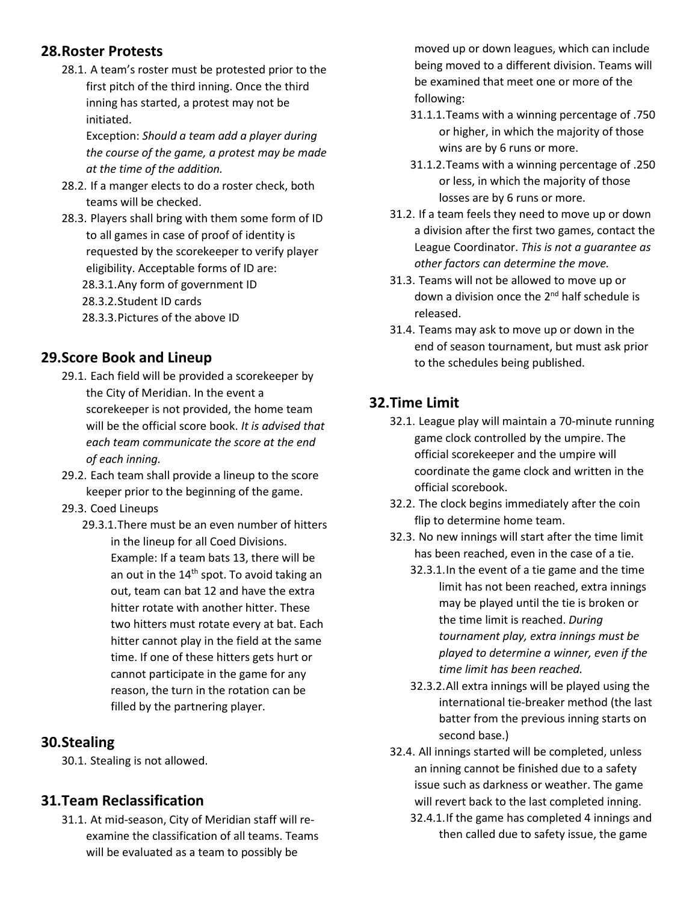## 28. Roster Protests

28.1. A team's roster must be protested prior to the first pitch of the third inning. Once the third inning has started, a protest may not be initiated.
Exception: *Should a team add a player during the course of the game, a protest may be made at the time of the addition.*

28.2. If a manger elects to do a roster check, both teams will be checked.

28.3. Players shall bring with them some form of ID to all games in case of proof of identity is requested by the scorekeeper to verify player eligibility. Acceptable forms of ID are:

- 28.3.1. Any form of government ID
- 28.3.2. Student ID cards
- 28.3.3. Pictures of the above ID

## 29. Score Book and Lineup

29.1. Each field will be provided a scorekeeper by the City of Meridian. In the event a scorekeeper is not provided, the home team will be the official score book. *It is advised that each team communicate the score at the end of each inning.*

29.2. Each team shall provide a lineup to the score keeper prior to the beginning of the game.

29.3. Coed Lineups

- 29.3.1. There must be an even number of hitters in the lineup for all Coed Divisions. Example: If a team bats 13, there will be an out in the 14th spot. To avoid taking an out, team can bat 12 and have the extra hitter rotate with another hitter. These two hitters must rotate every at bat. Each hitter cannot play in the field at the same time. If one of these hitters gets hurt or cannot participate in the game for any reason, the turn in the rotation can be filled by the partnering player.

## 30. Stealing

30.1. Stealing is not allowed.

## 31. Team Reclassification

31.1. At mid-season, City of Meridian staff will re-examine the classification of all teams. Teams will be evaluated as a team to possibly be moved up or down leagues, which can include being moved to a different division. Teams will be examined that meet one or more of the following:

- 31.1.1. Teams with a winning percentage of .750 or higher, in which the majority of those wins are by 6 runs or more.
- 31.1.2. Teams with a winning percentage of .250 or less, in which the majority of those losses are by 6 runs or more.

31.2. If a team feels they need to move up or down a division after the first two games, contact the League Coordinator. *This is not a guarantee as other factors can determine the move.*

31.3. Teams will not be allowed to move up or down a division once the 2nd half schedule is released.

31.4. Teams may ask to move up or down in the end of season tournament, but must ask prior to the schedules being published.

## 32. Time Limit

32.1. League play will maintain a 70-minute running game clock controlled by the umpire. The official scorekeeper and the umpire will coordinate the game clock and written in the official scorebook.

32.2. The clock begins immediately after the coin flip to determine home team.

32.3. No new innings will start after the time limit has been reached, even in the case of a tie.

- 32.3.1. In the event of a tie game and the time limit has not been reached, extra innings may be played until the tie is broken or the time limit is reached. *During tournament play, extra innings must be played to determine a winner, even if the time limit has been reached.*
- 32.3.2. All extra innings will be played using the international tie-breaker method (the last batter from the previous inning starts on second base.)

32.4. All innings started will be completed, unless an inning cannot be finished due to a safety issue such as darkness or weather. The game will revert back to the last completed inning.

- 32.4.1. If the game has completed 4 innings and then called due to safety issue, the game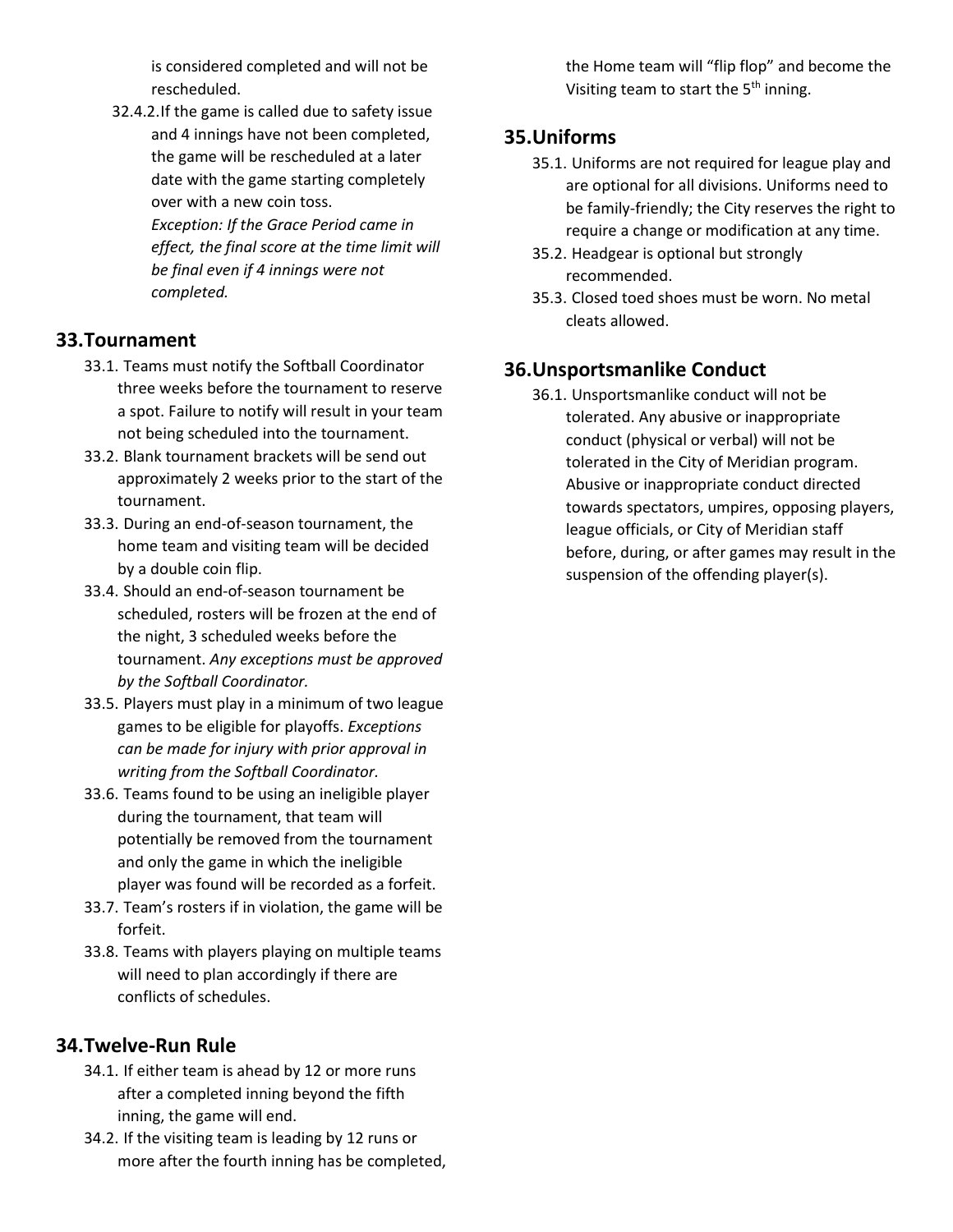is considered completed and will not be rescheduled.

32.4.2. If the game is called due to safety issue and 4 innings have not been completed, the game will be rescheduled at a later date with the game starting completely over with a new coin toss.
*Exception: If the Grace Period came in effect, the final score at the time limit will be final even if 4 innings were not completed.*

## 33. Tournament

33.1. Teams must notify the Softball Coordinator three weeks before the tournament to reserve a spot. Failure to notify will result in your team not being scheduled into the tournament.

33.2. Blank tournament brackets will be send out approximately 2 weeks prior to the start of the tournament.

33.3. During an end-of-season tournament, the home team and visiting team will be decided by a double coin flip.

33.4. Should an end-of-season tournament be scheduled, rosters will be frozen at the end of the night, 3 scheduled weeks before the tournament. *Any exceptions must be approved by the Softball Coordinator.*

33.5. Players must play in a minimum of two league games to be eligible for playoffs. *Exceptions can be made for injury with prior approval in writing from the Softball Coordinator.*

33.6. Teams found to be using an ineligible player during the tournament, that team will potentially be removed from the tournament and only the game in which the ineligible player was found will be recorded as a forfeit.

33.7. Team's rosters if in violation, the game will be forfeit.

33.8. Teams with players playing on multiple teams will need to plan accordingly if there are conflicts of schedules.

## 34. Twelve-Run Rule

34.1. If either team is ahead by 12 or more runs after a completed inning beyond the fifth inning, the game will end.

34.2. If the visiting team is leading by 12 runs or more after the fourth inning has be completed, the Home team will "flip flop" and become the Visiting team to start the 5th inning.

## 35. Uniforms

35.1. Uniforms are not required for league play and are optional for all divisions. Uniforms need to be family-friendly; the City reserves the right to require a change or modification at any time.

35.2. Headgear is optional but strongly recommended.

35.3. Closed toed shoes must be worn. No metal cleats allowed.

## 36. Unsportsmanlike Conduct

36.1. Unsportsmanlike conduct will not be tolerated. Any abusive or inappropriate conduct (physical or verbal) will not be tolerated in the City of Meridian program. Abusive or inappropriate conduct directed towards spectators, umpires, opposing players, league officials, or City of Meridian staff before, during, or after games may result in the suspension of the offending player(s).